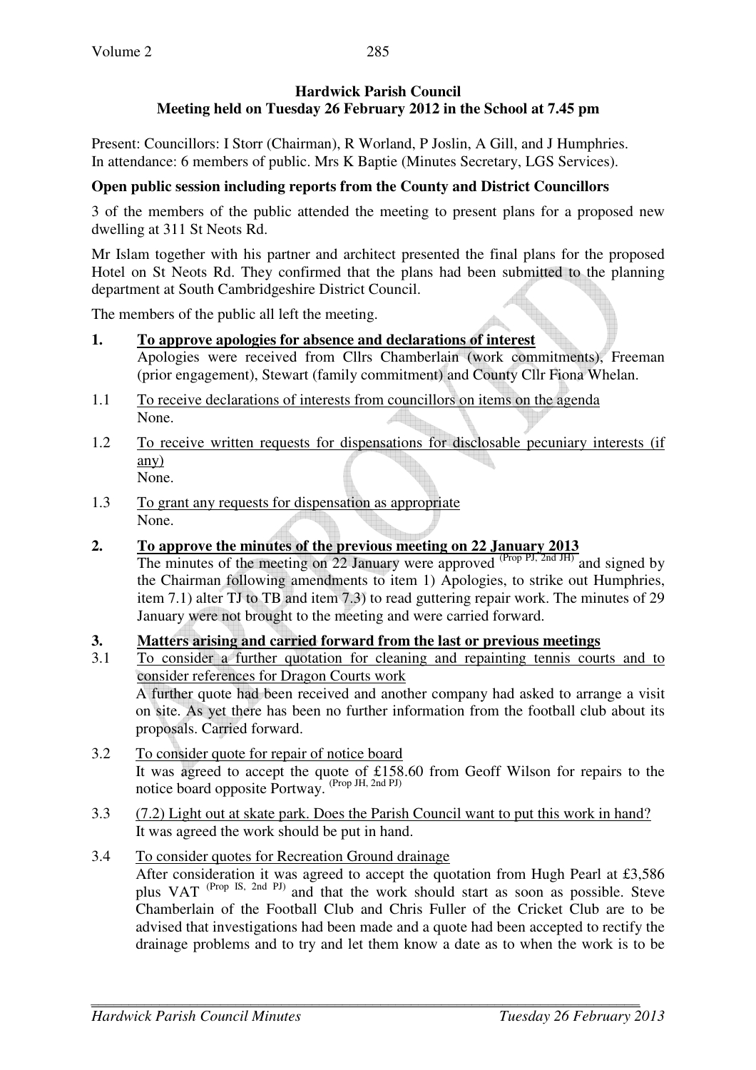**Hardwick Parish Council**
**Meeting held on Tuesday 26 February 2012 in the School at 7.45 pm**

Present: Councillors: I Storr (Chairman), R Worland, P Joslin, A Gill, and J Humphries.
In attendance: 6 members of public. Mrs K Baptie (Minutes Secretary, LGS Services).

**Open public session including reports from the County and District Councillors**

3 of the members of the public attended the meeting to present plans for a proposed new dwelling at 311 St Neots Rd.

Mr Islam together with his partner and architect presented the final plans for the proposed Hotel on St Neots Rd. They confirmed that the plans had been submitted to the planning department at South Cambridgeshire District Council.

The members of the public all left the meeting.

**1. To approve apologies for absence and declarations of interest**
Apologies were received from Cllrs Chamberlain (work commitments), Freeman (prior engagement), Stewart (family commitment) and County Cllr Fiona Whelan.

1.1 To receive declarations of interests from councillors on items on the agenda
None.

1.2 To receive written requests for dispensations for disclosable pecuniary interests (if any)
None.

1.3 To grant any requests for dispensation as appropriate
None.

**2. To approve the minutes of the previous meeting on 22 January 2013**
The minutes of the meeting on 22 January were approved (Prop PJ, 2nd JH) and signed by the Chairman following amendments to item 1) Apologies, to strike out Humphries, item 7.1) alter TJ to TB and item 7.3) to read guttering repair work. The minutes of 29 January were not brought to the meeting and were carried forward.

**3. Matters arising and carried forward from the last or previous meetings**

3.1 To consider a further quotation for cleaning and repainting tennis courts and to consider references for Dragon Courts work
A further quote had been received and another company had asked to arrange a visit on site. As yet there has been no further information from the football club about its proposals. Carried forward.

3.2 To consider quote for repair of notice board
It was agreed to accept the quote of £158.60 from Geoff Wilson for repairs to the notice board opposite Portway. (Prop JH, 2nd PJ)

3.3 (7.2) Light out at skate park. Does the Parish Council want to put this work in hand?
It was agreed the work should be put in hand.

3.4 To consider quotes for Recreation Ground drainage
After consideration it was agreed to accept the quotation from Hugh Pearl at £3,586 plus VAT (Prop IS, 2nd PJ) and that the work should start as soon as possible. Steve Chamberlain of the Football Club and Chris Fuller of the Cricket Club are to be advised that investigations had been made and a quote had been accepted to rectify the drainage problems and to try and let them know a date as to when the work is to be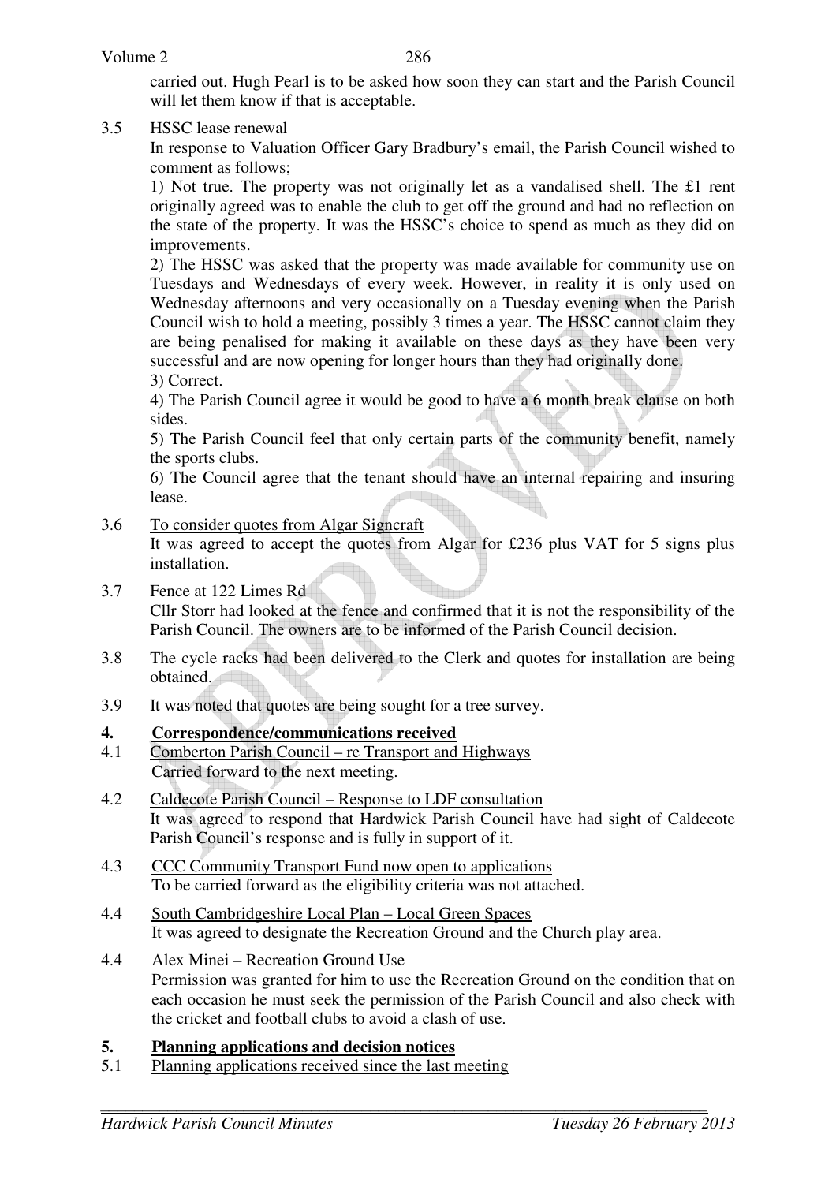carried out. Hugh Pearl is to be asked how soon they can start and the Parish Council will let them know if that is acceptable.

3.5 HSSC lease renewal

In response to Valuation Officer Gary Bradbury's email, the Parish Council wished to comment as follows;

1) Not true. The property was not originally let as a vandalised shell. The £1 rent originally agreed was to enable the club to get off the ground and had no reflection on the state of the property. It was the HSSC's choice to spend as much as they did on improvements.

2) The HSSC was asked that the property was made available for community use on Tuesdays and Wednesdays of every week. However, in reality it is only used on Wednesday afternoons and very occasionally on a Tuesday evening when the Parish Council wish to hold a meeting, possibly 3 times a year. The HSSC cannot claim they are being penalised for making it available on these days as they have been very successful and are now opening for longer hours than they had originally done.

3) Correct.

4) The Parish Council agree it would be good to have a 6 month break clause on both sides.

5) The Parish Council feel that only certain parts of the community benefit, namely the sports clubs.

6) The Council agree that the tenant should have an internal repairing and insuring lease.

3.6 To consider quotes from Algar Signcraft

It was agreed to accept the quotes from Algar for £236 plus VAT for 5 signs plus installation.

3.7 Fence at 122 Limes Rd

Cllr Storr had looked at the fence and confirmed that it is not the responsibility of the Parish Council. The owners are to be informed of the Parish Council decision.

3.8 The cycle racks had been delivered to the Clerk and quotes for installation are being obtained.

3.9 It was noted that quotes are being sought for a tree survey.

## 4. Correspondence/communications received

4.1 Comberton Parish Council – re Transport and Highways

Carried forward to the next meeting.

4.2 Caldecote Parish Council – Response to LDF consultation

It was agreed to respond that Hardwick Parish Council have had sight of Caldecote Parish Council's response and is fully in support of it.

4.3 CCC Community Transport Fund now open to applications

To be carried forward as the eligibility criteria was not attached.

4.4 South Cambridgeshire Local Plan – Local Green Spaces

It was agreed to designate the Recreation Ground and the Church play area.

4.4 Alex Minei – Recreation Ground Use

Permission was granted for him to use the Recreation Ground on the condition that on each occasion he must seek the permission of the Parish Council and also check with the cricket and football clubs to avoid a clash of use.

## 5. Planning applications and decision notices

5.1 Planning applications received since the last meeting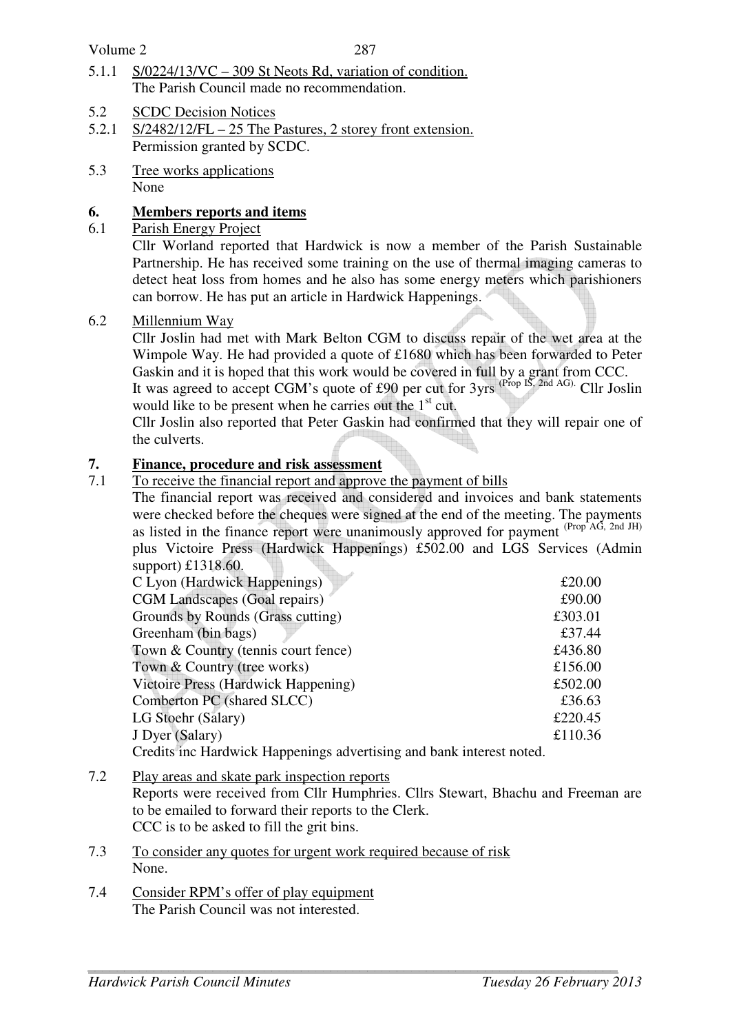5.1.1 S/0224/13/VC – 309 St Neots Rd, variation of condition.
The Parish Council made no recommendation.

5.2 SCDC Decision Notices

5.2.1 S/2482/12/FL – 25 The Pastures, 2 storey front extension.
Permission granted by SCDC.

5.3 Tree works applications
None

## 6. Members reports and items

6.1 Parish Energy Project

Cllr Worland reported that Hardwick is now a member of the Parish Sustainable Partnership. He has received some training on the use of thermal imaging cameras to detect heat loss from homes and he also has some energy meters which parishioners can borrow. He has put an article in Hardwick Happenings.

6.2 Millennium Way

Cllr Joslin had met with Mark Belton CGM to discuss repair of the wet area at the Wimpole Way. He had provided a quote of £1680 which has been forwarded to Peter Gaskin and it is hoped that this work would be covered in full by a grant from CCC.
It was agreed to accept CGM's quote of £90 per cut for 3yrs (Prop IS, 2nd AG). Cllr Joslin would like to be present when he carries out the 1st cut.
Cllr Joslin also reported that Peter Gaskin had confirmed that they will repair one of the culverts.

## 7. Finance, procedure and risk assessment

7.1 To receive the financial report and approve the payment of bills

The financial report was received and considered and invoices and bank statements were checked before the cheques were signed at the end of the meeting. The payments as listed in the finance report were unanimously approved for payment (Prop AG, 2nd JH) plus Victoire Press (Hardwick Happenings) £502.00 and LGS Services (Admin support) £1318.60.

| | |
|---|---|
| C Lyon (Hardwick Happenings) | £20.00 |
| CGM Landscapes (Goal repairs) | £90.00 |
| Grounds by Rounds (Grass cutting) | £303.01 |
| Greenham (bin bags) | £37.44 |
| Town & Country (tennis court fence) | £436.80 |
| Town & Country (tree works) | £156.00 |
| Victoire Press (Hardwick Happening) | £502.00 |
| Comberton PC (shared SLCC) | £36.63 |
| LG Stoehr (Salary) | £220.45 |
| J Dyer (Salary) | £110.36 |

Credits inc Hardwick Happenings advertising and bank interest noted.

7.2 Play areas and skate park inspection reports

Reports were received from Cllr Humphries. Cllrs Stewart, Bhachu and Freeman are to be emailed to forward their reports to the Clerk.
CCC is to be asked to fill the grit bins.

7.3 To consider any quotes for urgent work required because of risk
None.

7.4 Consider RPM's offer of play equipment
The Parish Council was not interested.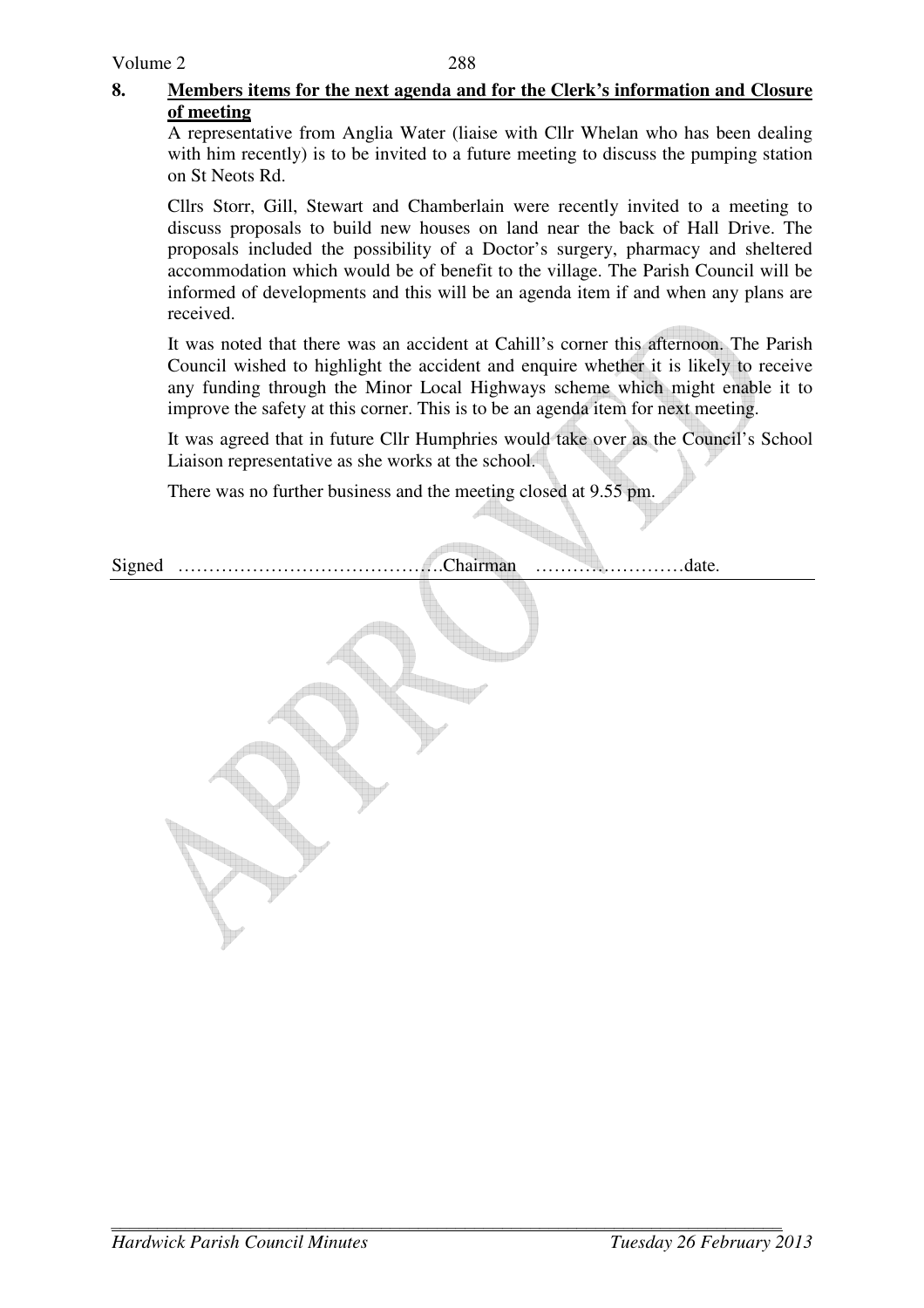**8. Members items for the next agenda and for the Clerk's information and Closure of meeting**

A representative from Anglia Water (liaise with Cllr Whelan who has been dealing with him recently) is to be invited to a future meeting to discuss the pumping station on St Neots Rd.

Cllrs Storr, Gill, Stewart and Chamberlain were recently invited to a meeting to discuss proposals to build new houses on land near the back of Hall Drive. The proposals included the possibility of a Doctor's surgery, pharmacy and sheltered accommodation which would be of benefit to the village. The Parish Council will be informed of developments and this will be an agenda item if and when any plans are received.

It was noted that there was an accident at Cahill's corner this afternoon. The Parish Council wished to highlight the accident and enquire whether it is likely to receive any funding through the Minor Local Highways scheme which might enable it to improve the safety at this corner. This is to be an agenda item for next meeting.

It was agreed that in future Cllr Humphries would take over as the Council's School Liaison representative as she works at the school.

There was no further business and the meeting closed at 9.55 pm.

Signed …………………………………….Chairman ……………………date.